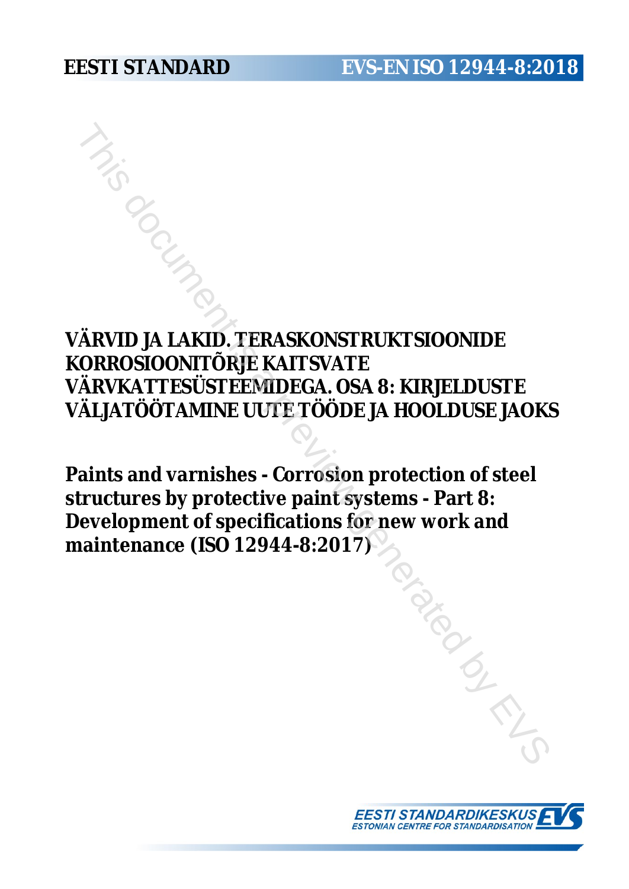**EESTI STANDARD** **EVS-EN ISO 12944-8:2018**

# VÄRVID JA LAKID. TERASKONSTRUKTSIOONIDE KORROSIOONITÕRJE KAITSVATE VÄRVKATTESÜSTEEMIDEGA. OSA 8: KIRJELDUSTE VÄLJATÖÖTAMINE UUTE TÖÖDE JA HOOLDUSE JAOKS

# Paints and varnishes - Corrosion protection of steel structures by protective paint systems - Part 8: Development of specifications for new work and maintenance (ISO 12944-8:2017)

EESTI STANDARDIKESKUS
ESTONIAN CENTRE FOR STANDARDISATION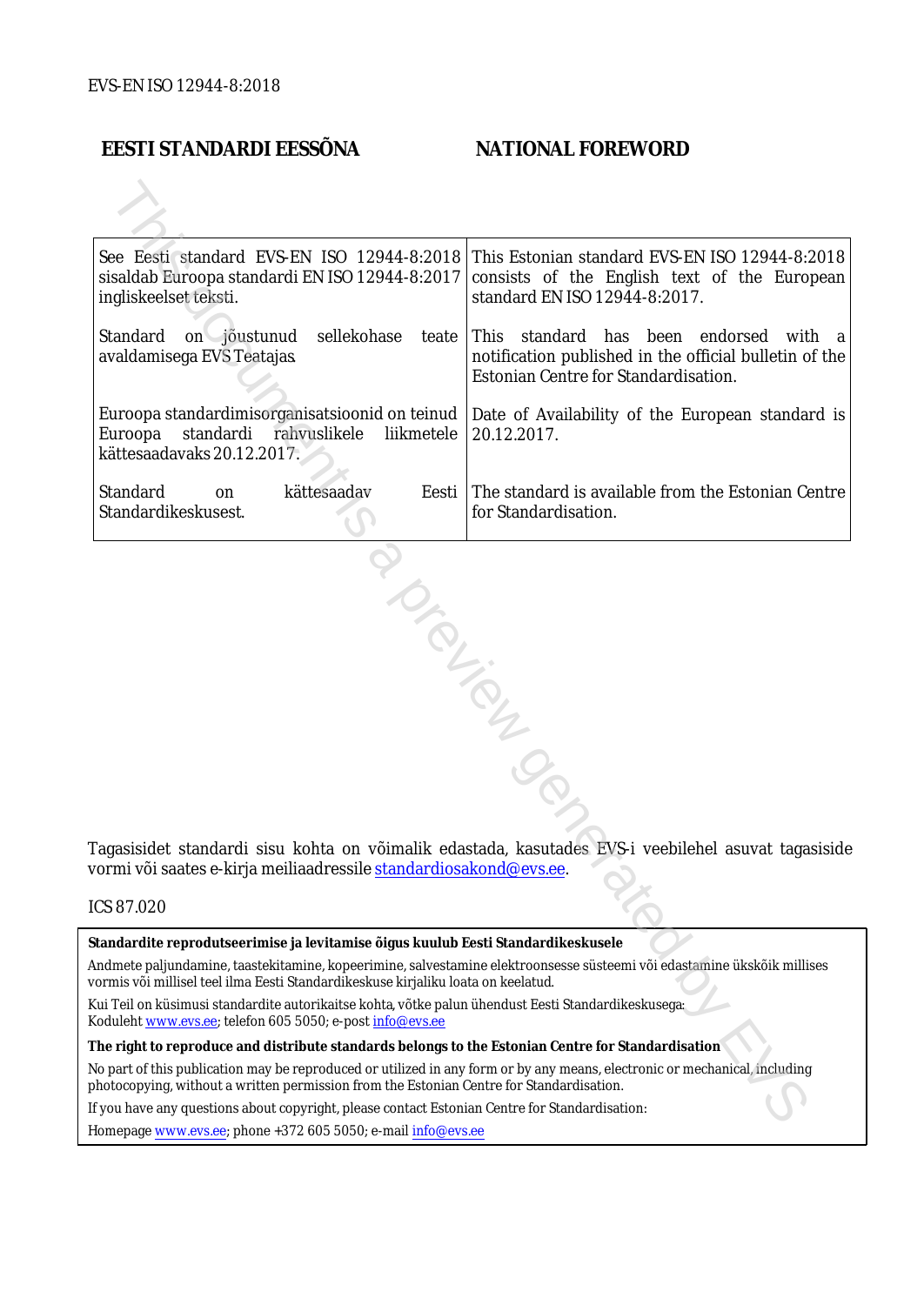EVS-EN ISO 12944-8:2018

| EESTI STANDARDI EESSÕNA | NATIONAL FOREWORD |
|---|---|
| See Eesti standard EVS-EN ISO 12944-8:2018 sisaldab Euroopa standardi EN ISO 12944-8:2017 ingliskeelset teksti. | This Estonian standard EVS-EN ISO 12944-8:2018 consists of the English text of the European standard EN ISO 12944-8:2017. |
| Standard on jõustunud sellekohase teate avaldamisega EVS Teatajas. | This standard has been endorsed with a notification published in the official bulletin of the Estonian Centre for Standardisation. |
| Euroopa standardimisorganisatsioonid on teinud Euroopa standardi rahvuslikele liikmetele kättesaadavaks 20.12.2017. | Date of Availability of the European standard is 20.12.2017. |
| Standard on kättesaadav Eesti Standardikeskusest. | The standard is available from the Estonian Centre for Standardisation. |

Tagasisidet standardi sisu kohta on võimalik edastada, kasutades EVS-i veebilehel asuvat tagasiside vormi või saates e-kirja meiliaadressile standardiosakond@evs.ee.

ICS 87.020

**Standardite reprodutseerimise ja levitamise õigus kuulub Eesti Standardikeskusele**

Andmete paljundamine, taastekitamine, kopeerimine, salvestamine elektroonsesse süsteemi või edastamine ükskõik millises vormis või millisel teel ilma Eesti Standardikeskuse kirjaliku loata on keelatud.

Kui Teil on küsimusi standardite autorikaitse kohta, võtke palun ühendust Eesti Standardikeskusega:
Koduleht www.evs.ee; telefon 605 5050; e-post info@evs.ee

**The right to reproduce and distribute standards belongs to the Estonian Centre for Standardisation**

No part of this publication may be reproduced or utilized in any form or by any means, electronic or mechanical, including photocopying, without a written permission from the Estonian Centre for Standardisation.

If you have any questions about copyright, please contact Estonian Centre for Standardisation:

Homepage www.evs.ee; phone +372 605 5050; e-mail info@evs.ee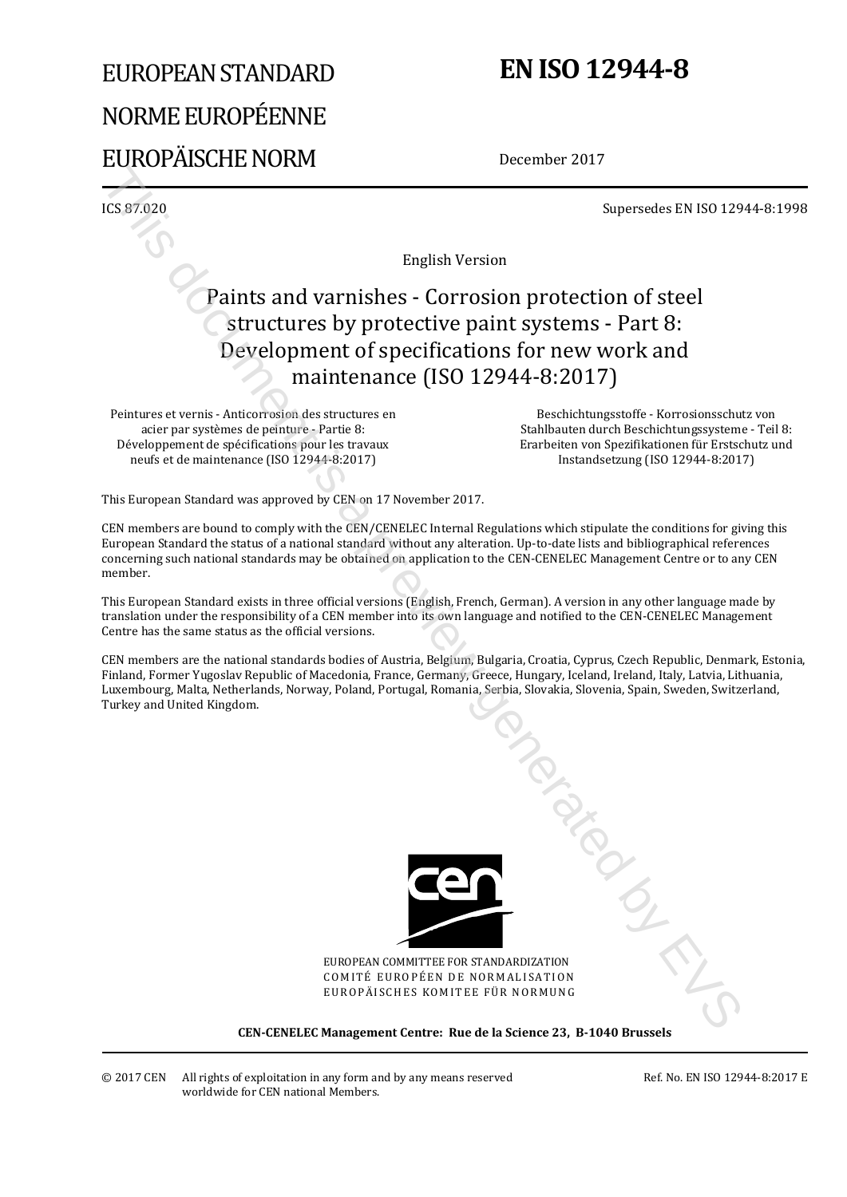# EUROPEAN STANDARD
# NORME EUROPÉENNE
# EUROPÄISCHE NORM

# EN ISO 12944-8

December 2017

ICS 87.020

Supersedes EN ISO 12944-8:1998

English Version

## Paints and varnishes - Corrosion protection of steel structures by protective paint systems - Part 8: Development of specifications for new work and maintenance (ISO 12944-8:2017)

Peintures et vernis - Anticorrosion des structures en acier par systèmes de peinture - Partie 8: Développement de spécifications pour les travaux neufs et de maintenance (ISO 12944-8:2017)

Beschichtungsstoffe - Korrosionsschutz von Stahlbauten durch Beschichtungssysteme - Teil 8: Erarbeiten von Spezifikationen für Erstschutz und Instandsetzung (ISO 12944-8:2017)

This European Standard was approved by CEN on 17 November 2017.

CEN members are bound to comply with the CEN/CENELEC Internal Regulations which stipulate the conditions for giving this European Standard the status of a national standard without any alteration. Up-to-date lists and bibliographical references concerning such national standards may be obtained on application to the CEN-CENELEC Management Centre or to any CEN member.

This European Standard exists in three official versions (English, French, German). A version in any other language made by translation under the responsibility of a CEN member into its own language and notified to the CEN-CENELEC Management Centre has the same status as the official versions.

CEN members are the national standards bodies of Austria, Belgium, Bulgaria, Croatia, Cyprus, Czech Republic, Denmark, Estonia, Finland, Former Yugoslav Republic of Macedonia, France, Germany, Greece, Hungary, Iceland, Ireland, Italy, Latvia, Lithuania, Luxembourg, Malta, Netherlands, Norway, Poland, Portugal, Romania, Serbia, Slovakia, Slovenia, Spain, Sweden, Switzerland, Turkey and United Kingdom.

EUROPEAN COMMITTEE FOR STANDARDIZATION
COMITÉ EUROPÉEN DE NORMALISATION
EUROPÄISCHES KOMITEE FÜR NORMUNG

**CEN-CENELEC Management Centre: Rue de la Science 23, B-1040 Brussels**

© 2017 CEN All rights of exploitation in any form and by any means reserved worldwide for CEN national Members.

Ref. No. EN ISO 12944-8:2017 E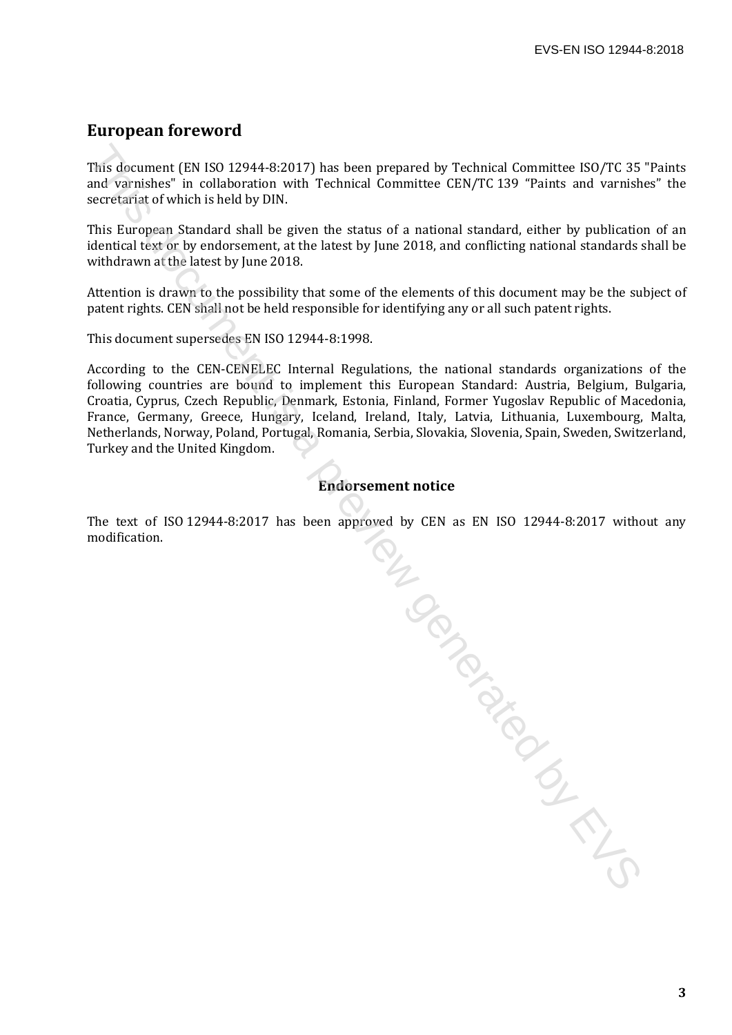## European foreword

This document (EN ISO 12944-8:2017) has been prepared by Technical Committee ISO/TC 35 "Paints and varnishes" in collaboration with Technical Committee CEN/TC 139 "Paints and varnishes" the secretariat of which is held by DIN.

This European Standard shall be given the status of a national standard, either by publication of an identical text or by endorsement, at the latest by June 2018, and conflicting national standards shall be withdrawn at the latest by June 2018.

Attention is drawn to the possibility that some of the elements of this document may be the subject of patent rights. CEN shall not be held responsible for identifying any or all such patent rights.

This document supersedes EN ISO 12944-8:1998.

According to the CEN-CENELEC Internal Regulations, the national standards organizations of the following countries are bound to implement this European Standard: Austria, Belgium, Bulgaria, Croatia, Cyprus, Czech Republic, Denmark, Estonia, Finland, Former Yugoslav Republic of Macedonia, France, Germany, Greece, Hungary, Iceland, Ireland, Italy, Latvia, Lithuania, Luxembourg, Malta, Netherlands, Norway, Poland, Portugal, Romania, Serbia, Slovakia, Slovenia, Spain, Sweden, Switzerland, Turkey and the United Kingdom.

### Endorsement notice

The text of ISO 12944-8:2017 has been approved by CEN as EN ISO 12944-8:2017 without any modification.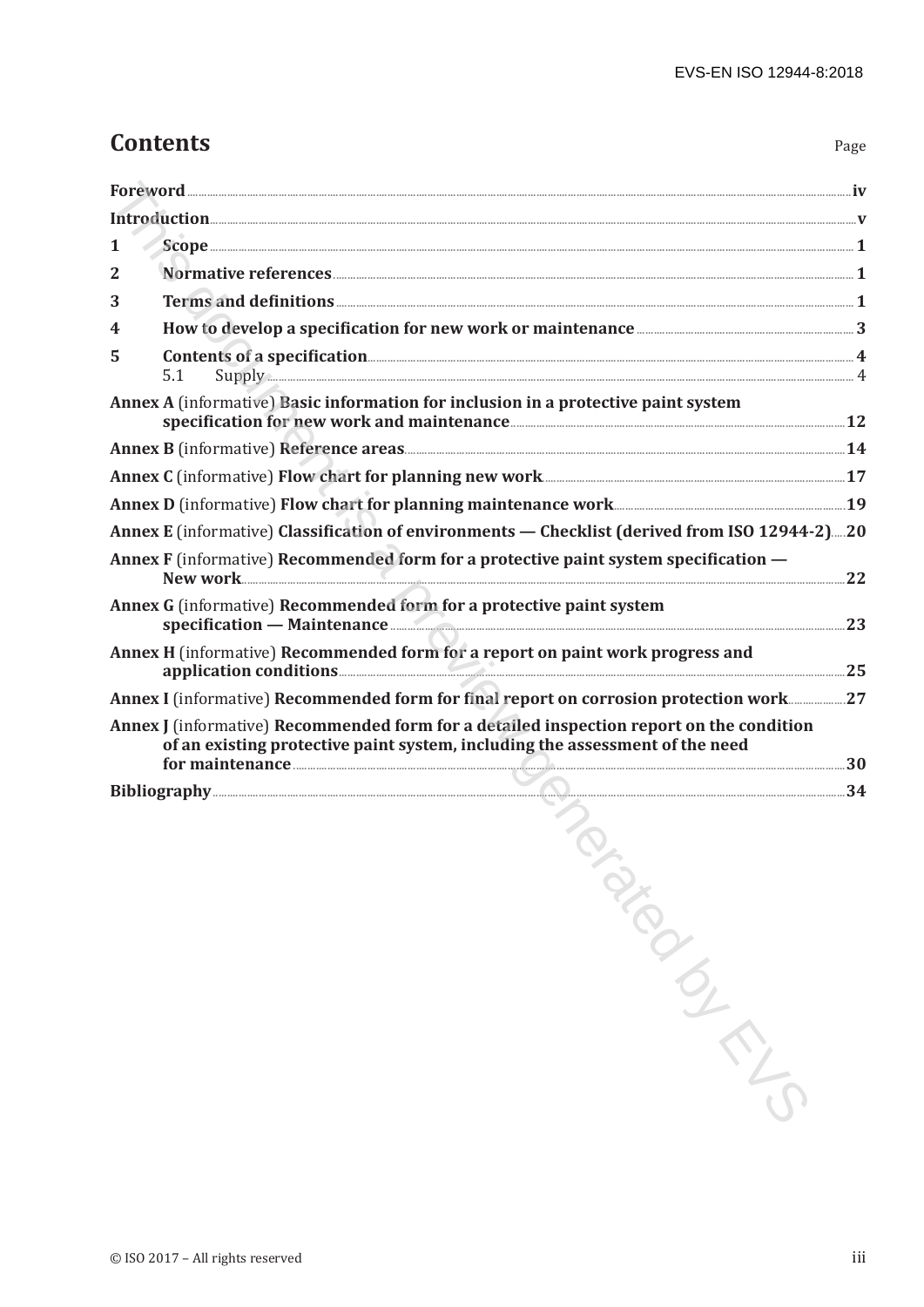# Contents

| | Page |
|---|---|
| **Foreword** | **iv** |
| **Introduction** | **v** |
| **1 Scope** | **1** |
| **2 Normative references** | **1** |
| **3 Terms and definitions** | **1** |
| **4 How to develop a specification for new work or maintenance** | **3** |
| **5 Contents of a specification** | **4** |
| 5.1 Supply | 4 |
| **Annex A** (informative) **Basic information for inclusion in a protective paint system specification for new work and maintenance** | **12** |
| **Annex B** (informative) **Reference areas** | **14** |
| **Annex C** (informative) **Flow chart for planning new work** | **17** |
| **Annex D** (informative) **Flow chart for planning maintenance work** | **19** |
| **Annex E** (informative) **Classification of environments — Checklist (derived from ISO 12944-2)** | **20** |
| **Annex F** (informative) **Recommended form for a protective paint system specification — New work** | **22** |
| **Annex G** (informative) **Recommended form for a protective paint system specification — Maintenance** | **23** |
| **Annex H** (informative) **Recommended form for a report on paint work progress and application conditions** | **25** |
| **Annex I** (informative) **Recommended form for final report on corrosion protection work** | **27** |
| **Annex J** (informative) **Recommended form for a detailed inspection report on the condition of an existing protective paint system, including the assessment of the need for maintenance** | **30** |
| **Bibliography** | **34** |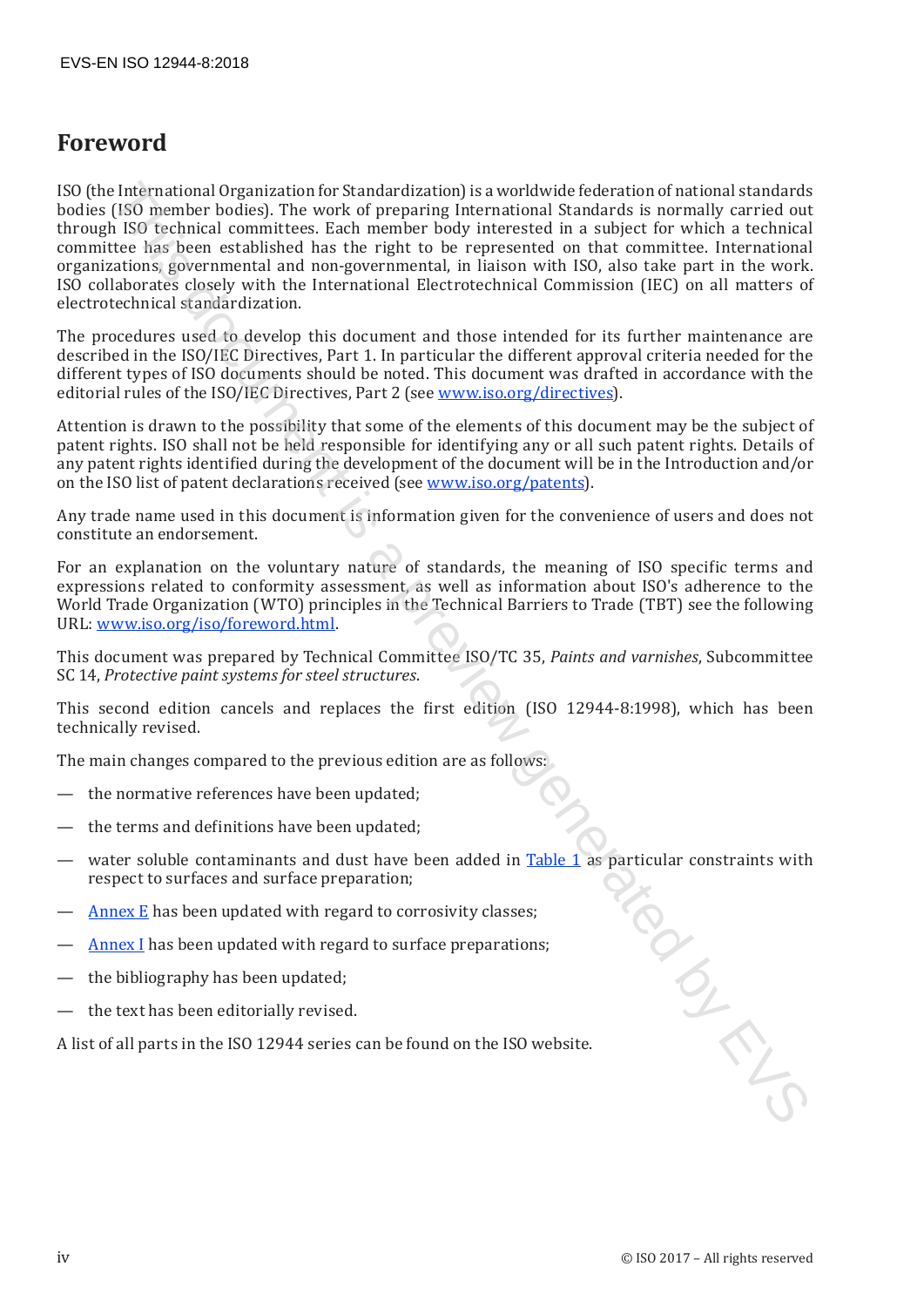# Foreword

ISO (the International Organization for Standardization) is a worldwide federation of national standards bodies (ISO member bodies). The work of preparing International Standards is normally carried out through ISO technical committees. Each member body interested in a subject for which a technical committee has been established has the right to be represented on that committee. International organizations, governmental and non-governmental, in liaison with ISO, also take part in the work. ISO collaborates closely with the International Electrotechnical Commission (IEC) on all matters of electrotechnical standardization.

The procedures used to develop this document and those intended for its further maintenance are described in the ISO/IEC Directives, Part 1. In particular the different approval criteria needed for the different types of ISO documents should be noted. This document was drafted in accordance with the editorial rules of the ISO/IEC Directives, Part 2 (see www.iso.org/directives).

Attention is drawn to the possibility that some of the elements of this document may be the subject of patent rights. ISO shall not be held responsible for identifying any or all such patent rights. Details of any patent rights identified during the development of the document will be in the Introduction and/or on the ISO list of patent declarations received (see www.iso.org/patents).

Any trade name used in this document is information given for the convenience of users and does not constitute an endorsement.

For an explanation on the voluntary nature of standards, the meaning of ISO specific terms and expressions related to conformity assessment, as well as information about ISO's adherence to the World Trade Organization (WTO) principles in the Technical Barriers to Trade (TBT) see the following URL: www.iso.org/iso/foreword.html.

This document was prepared by Technical Committee ISO/TC 35, *Paints and varnishes*, Subcommittee SC 14, *Protective paint systems for steel structures*.

This second edition cancels and replaces the first edition (ISO 12944-8:1998), which has been technically revised.

The main changes compared to the previous edition are as follows:

— the normative references have been updated;

— the terms and definitions have been updated;

— water soluble contaminants and dust have been added in Table 1 as particular constraints with respect to surfaces and surface preparation;

— Annex E has been updated with regard to corrosivity classes;

— Annex I has been updated with regard to surface preparations;

— the bibliography has been updated;

— the text has been editorially revised.

A list of all parts in the ISO 12944 series can be found on the ISO website.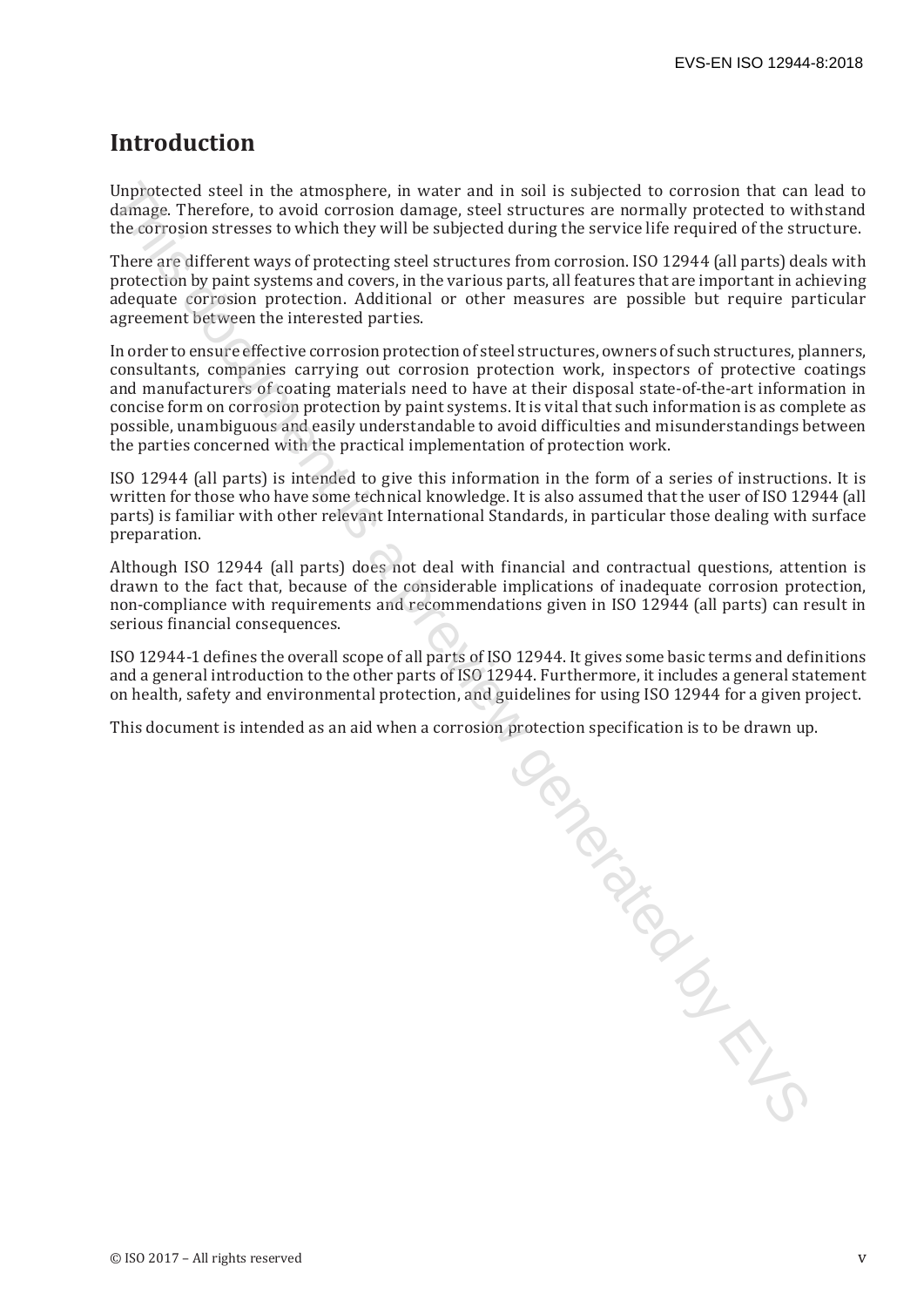# Introduction

Unprotected steel in the atmosphere, in water and in soil is subjected to corrosion that can lead to damage. Therefore, to avoid corrosion damage, steel structures are normally protected to withstand the corrosion stresses to which they will be subjected during the service life required of the structure.

There are different ways of protecting steel structures from corrosion. ISO 12944 (all parts) deals with protection by paint systems and covers, in the various parts, all features that are important in achieving adequate corrosion protection. Additional or other measures are possible but require particular agreement between the interested parties.

In order to ensure effective corrosion protection of steel structures, owners of such structures, planners, consultants, companies carrying out corrosion protection work, inspectors of protective coatings and manufacturers of coating materials need to have at their disposal state-of-the-art information in concise form on corrosion protection by paint systems. It is vital that such information is as complete as possible, unambiguous and easily understandable to avoid difficulties and misunderstandings between the parties concerned with the practical implementation of protection work.

ISO 12944 (all parts) is intended to give this information in the form of a series of instructions. It is written for those who have some technical knowledge. It is also assumed that the user of ISO 12944 (all parts) is familiar with other relevant International Standards, in particular those dealing with surface preparation.

Although ISO 12944 (all parts) does not deal with financial and contractual questions, attention is drawn to the fact that, because of the considerable implications of inadequate corrosion protection, non-compliance with requirements and recommendations given in ISO 12944 (all parts) can result in serious financial consequences.

ISO 12944-1 defines the overall scope of all parts of ISO 12944. It gives some basic terms and definitions and a general introduction to the other parts of ISO 12944. Furthermore, it includes a general statement on health, safety and environmental protection, and guidelines for using ISO 12944 for a given project.

This document is intended as an aid when a corrosion protection specification is to be drawn up.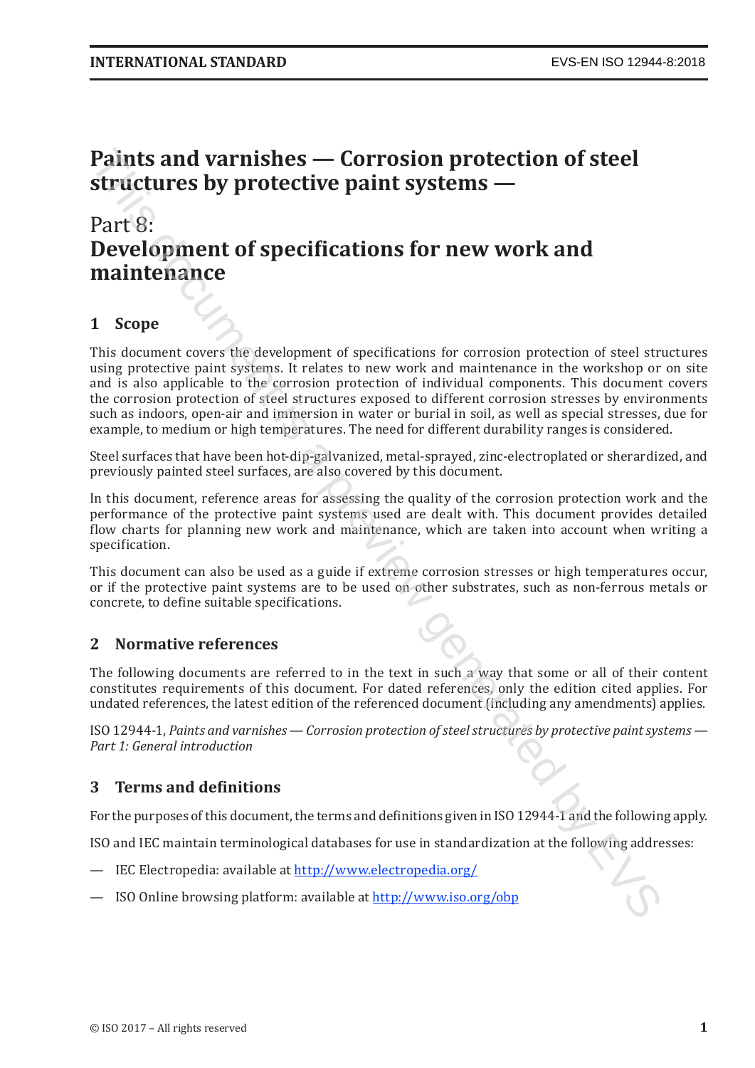# Paints and varnishes — Corrosion protection of steel structures by protective paint systems —

# Part 8: Development of specifications for new work and maintenance

## 1 Scope

This document covers the development of specifications for corrosion protection of steel structures using protective paint systems. It relates to new work and maintenance in the workshop or on site and is also applicable to the corrosion protection of individual components. This document covers the corrosion protection of steel structures exposed to different corrosion stresses by environments such as indoors, open-air and immersion in water or burial in soil, as well as special stresses, due for example, to medium or high temperatures. The need for different durability ranges is considered.

Steel surfaces that have been hot-dip-galvanized, metal-sprayed, zinc-electroplated or sherardized, and previously painted steel surfaces, are also covered by this document.

In this document, reference areas for assessing the quality of the corrosion protection work and the performance of the protective paint systems used are dealt with. This document provides detailed flow charts for planning new work and maintenance, which are taken into account when writing a specification.

This document can also be used as a guide if extreme corrosion stresses or high temperatures occur, or if the protective paint systems are to be used on other substrates, such as non-ferrous metals or concrete, to define suitable specifications.

## 2 Normative references

The following documents are referred to in the text in such a way that some or all of their content constitutes requirements of this document. For dated references, only the edition cited applies. For undated references, the latest edition of the referenced document (including any amendments) applies.

ISO 12944-1, *Paints and varnishes — Corrosion protection of steel structures by protective paint systems — Part 1: General introduction*

## 3 Terms and definitions

For the purposes of this document, the terms and definitions given in ISO 12944-1 and the following apply.

ISO and IEC maintain terminological databases for use in standardization at the following addresses:

— IEC Electropedia: available at http://www.electropedia.org/

— ISO Online browsing platform: available at http://www.iso.org/obp